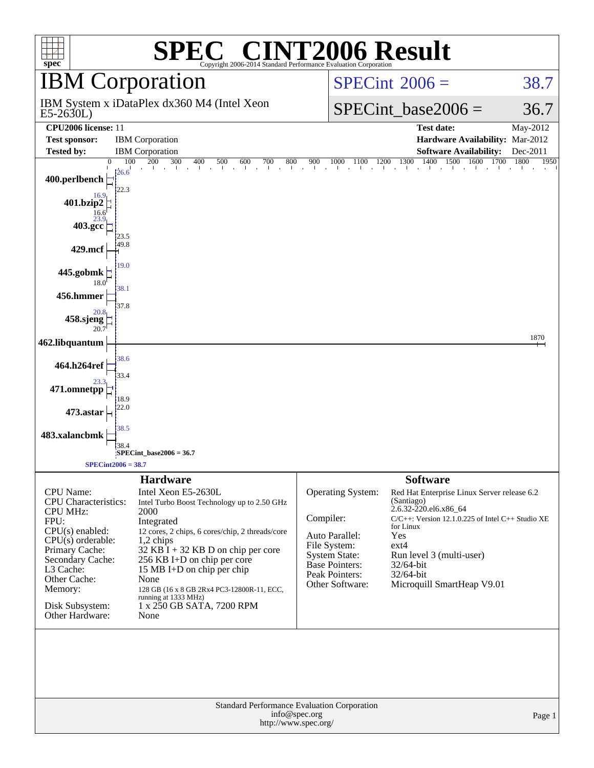# SPEC CINT2006 Result

Copyright 2006-2014 Standard Performance Evaluation Corporation

## IBM Corporation

IBM System x iDataPlex dx360 M4 (Intel Xeon E5-2630L)

SPECint 2006 = 38.7

SPECint_base2006 = 36.7

| | | | |
|---|---|---|---|
| **CPU2006 license:** | 11 | **Test date:** | May-2012 |
| **Test sponsor:** | IBM Corporation | **Hardware Availability:** | Mar-2012 |
| **Tested by:** | IBM Corporation | **Software Availability:** | Dec-2011 |

| Benchmark | Peak | Base |
|---|---|---|
| 400.perlbench | 26.6 | 22.3 |
| 401.bzip2 | 16.9 | 16.6 |
| 403.gcc | 23.9 | 23.5 |
| 429.mcf | 49.8 | 49.8 |
| 445.gobmk | 19.0 | 18.0 |
| 456.hmmer | 38.1 | 37.8 |
| 458.sjeng | 20.8 | 20.7 |
| 462.libquantum | 1870 | 1870 |
| 464.h264ref | 38.6 | 33.4 |
| 471.omnetpp | 23.3 | 18.9 |
| 473.astar | 22.0 | 22.0 |
| 483.xalancbmk | 38.5 | 38.4 |

SPECint_base2006 = 36.7

SPECint2006 = 38.7

## Hardware

| | |
|---|---|
| CPU Name: | Intel Xeon E5-2630L |
| CPU Characteristics: | Intel Turbo Boost Technology up to 2.50 GHz |
| CPU MHz: | 2000 |
| FPU: | Integrated |
| CPU(s) enabled: | 12 cores, 2 chips, 6 cores/chip, 2 threads/core |
| CPU(s) orderable: | 1,2 chips |
| Primary Cache: | 32 KB I + 32 KB D on chip per core |
| Secondary Cache: | 256 KB I+D on chip per core |
| L3 Cache: | 15 MB I+D on chip per chip |
| Other Cache: | None |
| Memory: | 128 GB (16 x 8 GB 2Rx4 PC3-12800R-11, ECC, running at 1333 MHz) |
| Disk Subsystem: | 1 x 250 GB SATA, 7200 RPM |
| Other Hardware: | None |

## Software

| | |
|---|---|
| Operating System: | Red Hat Enterprise Linux Server release 6.2 (Santiago) 2.6.32-220.el6.x86_64 |
| Compiler: | C/C++: Version 12.1.0.225 of Intel C++ Studio XE for Linux |
| Auto Parallel: | Yes |
| File System: | ext4 |
| System State: | Run level 3 (multi-user) |
| Base Pointers: | 32/64-bit |
| Peak Pointers: | 32/64-bit |
| Other Software: | Microquill SmartHeap V9.01 |

Standard Performance Evaluation Corporation
info@spec.org
http://www.spec.org/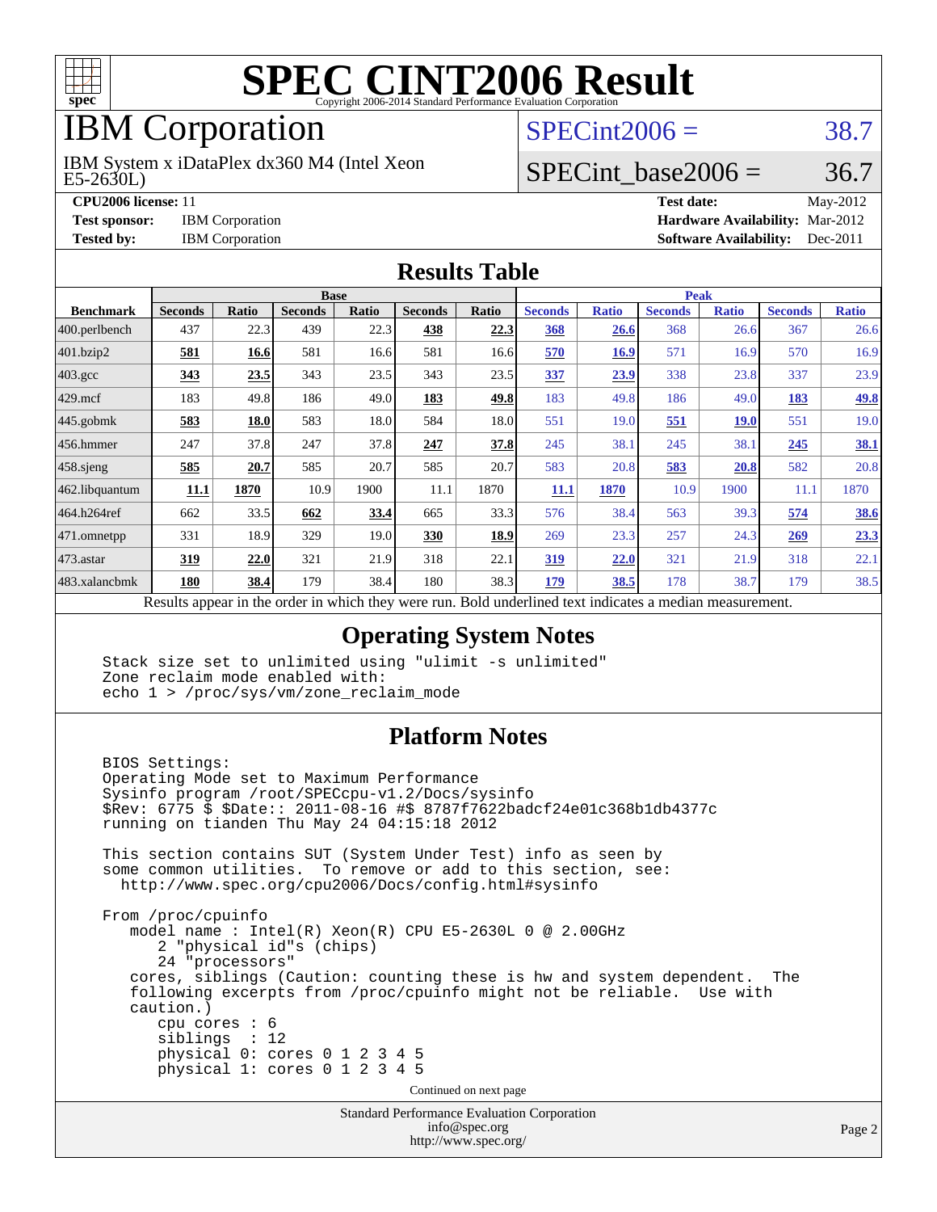# SPEC CINT2006 Result

Copyright 2006-2014 Standard Performance Evaluation Corporation

## IBM Corporation

IBM System x iDataPlex dx360 M4 (Intel Xeon E5-2630L)

SPECint2006 = 38.7

SPECint_base2006 = 36.7

**CPU2006 license:** 11
**Test sponsor:** IBM Corporation
**Tested by:** IBM Corporation

**Test date:** May-2012
**Hardware Availability:** Mar-2012
**Software Availability:** Dec-2011

## Results Table

| Benchmark | Base | | | | | | Peak | | | | | |
|---|---|---|---|---|---|---|---|---|---|---|---|---|
| | Seconds | Ratio | Seconds | Ratio | Seconds | Ratio | Seconds | Ratio | Seconds | Ratio | Seconds | Ratio |
| 400.perlbench | 437 | 22.3 | 439 | 22.3 | **438** | **22.3** | **368** | **26.6** | 368 | 26.6 | 367 | 26.6 |
| 401.bzip2 | **581** | **16.6** | 581 | 16.6 | 581 | 16.6 | **570** | **16.9** | 571 | 16.9 | 570 | 16.9 |
| 403.gcc | **343** | **23.5** | 343 | 23.5 | 343 | 23.5 | **337** | **23.9** | 338 | 23.8 | 337 | 23.9 |
| 429.mcf | 183 | 49.8 | 186 | 49.0 | **183** | **49.8** | 183 | 49.8 | 186 | 49.0 | **183** | **49.8** |
| 445.gobmk | **583** | **18.0** | 583 | 18.0 | 584 | 18.0 | 551 | 19.0 | **551** | **19.0** | 551 | 19.0 |
| 456.hmmer | 247 | 37.8 | 247 | 37.8 | **247** | **37.8** | 245 | 38.1 | 245 | 38.1 | **245** | **38.1** |
| 458.sjeng | **585** | **20.7** | 585 | 20.7 | 585 | 20.7 | 583 | 20.8 | **583** | **20.8** | 582 | 20.8 |
| 462.libquantum | **11.1** | **1870** | 10.9 | 1900 | 11.1 | 1870 | **11.1** | **1870** | 10.9 | 1900 | 11.1 | 1870 |
| 464.h264ref | 662 | 33.5 | **662** | **33.4** | 665 | 33.3 | 576 | 38.4 | 563 | 39.3 | **574** | **38.6** |
| 471.omnetpp | 331 | 18.9 | 329 | 19.0 | **330** | **18.9** | 269 | 23.3 | 257 | 24.3 | **269** | **23.3** |
| 473.astar | **319** | **22.0** | 321 | 21.9 | 318 | 22.1 | **319** | **22.0** | 321 | 21.9 | 318 | 22.1 |
| 483.xalancbmk | **180** | **38.4** | 179 | 38.4 | 180 | 38.3 | **179** | **38.5** | 178 | 38.7 | 179 | 38.5 |

Results appear in the order in which they were run. Bold underlined text indicates a median measurement.

## Operating System Notes

```
Stack size set to unlimited using "ulimit -s unlimited"
Zone reclaim mode enabled with:
echo 1 > /proc/sys/vm/zone_reclaim_mode
```

## Platform Notes

```
BIOS Settings:
Operating Mode set to Maximum Performance
Sysinfo program /root/SPECcpu-v1.2/Docs/sysinfo
$Rev: 6775 $ $Date:: 2011-08-16 #$ 8787f7622badcf24e01c368b1db4377c
running on tianden Thu May 24 04:15:18 2012

This section contains SUT (System Under Test) info as seen by
some common utilities.  To remove or add to this section, see:
  http://www.spec.org/cpu2006/Docs/config.html#sysinfo

From /proc/cpuinfo
   model name : Intel(R) Xeon(R) CPU E5-2630L 0 @ 2.00GHz
      2 "physical id"s (chips)
      24 "processors"
   cores, siblings (Caution: counting these is hw and system dependent.  The
   following excerpts from /proc/cpuinfo might not be reliable.  Use with
   caution.)
      cpu cores : 6
      siblings  : 12
      physical 0: cores 0 1 2 3 4 5
      physical 1: cores 0 1 2 3 4 5
```

Continued on next page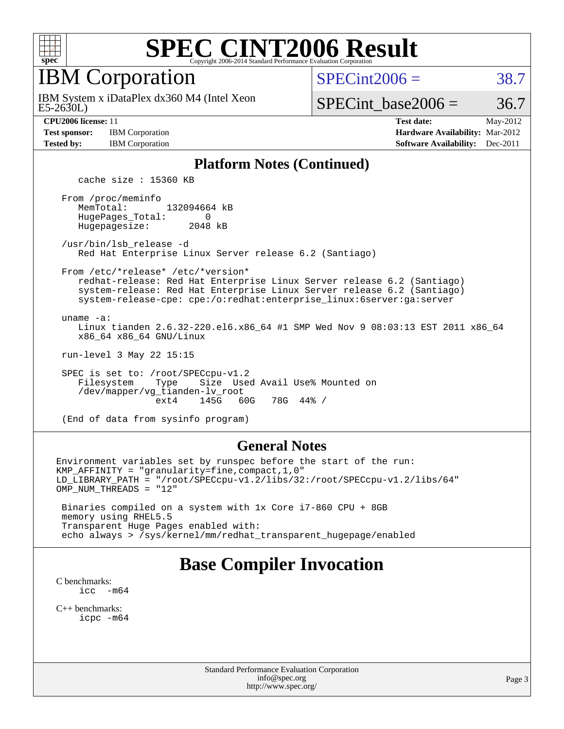## Platform Notes (Continued)

```
    cache size : 15360 KB

 From /proc/meminfo
    MemTotal:       132094664 kB
    HugePages_Total:       0
    Hugepagesize:       2048 kB

 /usr/bin/lsb_release -d
    Red Hat Enterprise Linux Server release 6.2 (Santiago)

 From /etc/*release* /etc/*version*
    redhat-release: Red Hat Enterprise Linux Server release 6.2 (Santiago)
    system-release: Red Hat Enterprise Linux Server release 6.2 (Santiago)
    system-release-cpe: cpe:/o:redhat:enterprise_linux:6server:ga:server

 uname -a:
    Linux tianden 2.6.32-220.el6.x86_64 #1 SMP Wed Nov 9 08:03:13 EST 2011 x86_64
    x86_64 x86_64 GNU/Linux

 run-level 3 May 22 15:15

 SPEC is set to: /root/SPECcpu-v1.2
    Filesystem     Type    Size  Used Avail Use% Mounted on
    /dev/mapper/vg_tianden-lv_root
                   ext4    145G   60G   78G  44% /

 (End of data from sysinfo program)
```

## General Notes

```
Environment variables set by runspec before the start of the run:
KMP_AFFINITY = "granularity=fine,compact,1,0"
LD_LIBRARY_PATH = "/root/SPECcpu-v1.2/libs/32:/root/SPECcpu-v1.2/libs/64"
OMP_NUM_THREADS = "12"

 Binaries compiled on a system with 1x Core i7-860 CPU + 8GB
 memory using RHEL5.5
 Transparent Huge Pages enabled with:
 echo always > /sys/kernel/mm/redhat_transparent_hugepage/enabled
```

# Base Compiler Invocation

C benchmarks:

```
icc  -m64
```

C++ benchmarks:

```
icpc -m64
```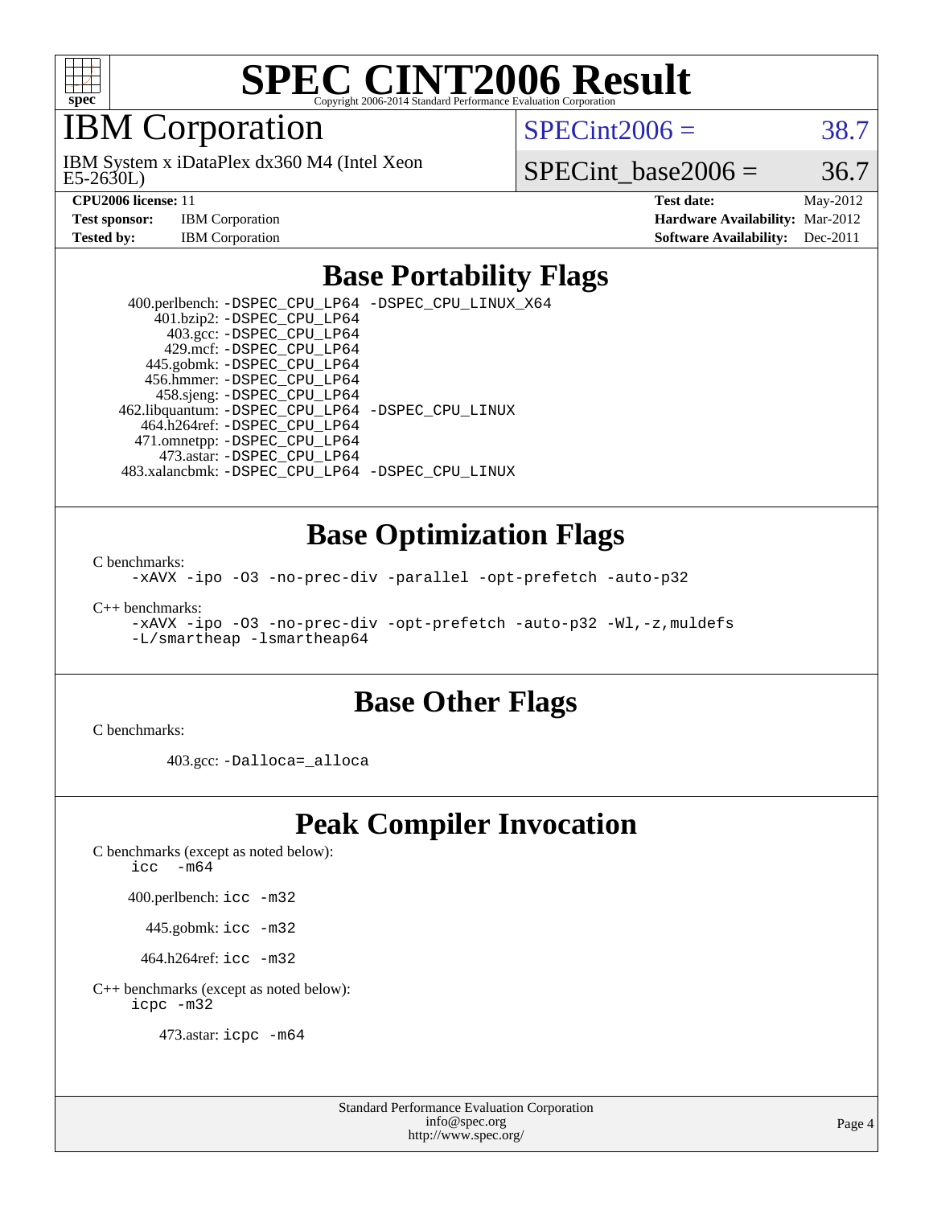# SPEC CINT2006 Result

Copyright 2006-2014 Standard Performance Evaluation Corporation

## IBM Corporation

IBM System x iDataPlex dx360 M4 (Intel Xeon E5-2630L)

SPECint2006 = 38.7

SPECint_base2006 = 36.7

**CPU2006 license:** 11
**Test sponsor:** IBM Corporation
**Tested by:** IBM Corporation

**Test date:** May-2012
**Hardware Availability:** Mar-2012
**Software Availability:** Dec-2011

## Base Portability Flags

400.perlbench: -DSPEC_CPU_LP64 -DSPEC_CPU_LINUX_X64
401.bzip2: -DSPEC_CPU_LP64
403.gcc: -DSPEC_CPU_LP64
429.mcf: -DSPEC_CPU_LP64
445.gobmk: -DSPEC_CPU_LP64
456.hmmer: -DSPEC_CPU_LP64
458.sjeng: -DSPEC_CPU_LP64
462.libquantum: -DSPEC_CPU_LP64 -DSPEC_CPU_LINUX
464.h264ref: -DSPEC_CPU_LP64
471.omnetpp: -DSPEC_CPU_LP64
473.astar: -DSPEC_CPU_LP64
483.xalancbmk: -DSPEC_CPU_LP64 -DSPEC_CPU_LINUX

## Base Optimization Flags

C benchmarks:

```
-xAVX -ipo -O3 -no-prec-div -parallel -opt-prefetch -auto-p32
```

C++ benchmarks:

```
-xAVX -ipo -O3 -no-prec-div -opt-prefetch -auto-p32 -Wl,-z,muldefs
-L/smartheap -lsmartheap64
```

## Base Other Flags

C benchmarks:

403.gcc: -Dalloca=_alloca

## Peak Compiler Invocation

C benchmarks (except as noted below):
icc -m64

400.perlbench: icc -m32

445.gobmk: icc -m32

464.h264ref: icc -m32

C++ benchmarks (except as noted below):
icpc -m32

473.astar: icpc -m64

Standard Performance Evaluation Corporation
info@spec.org
http://www.spec.org/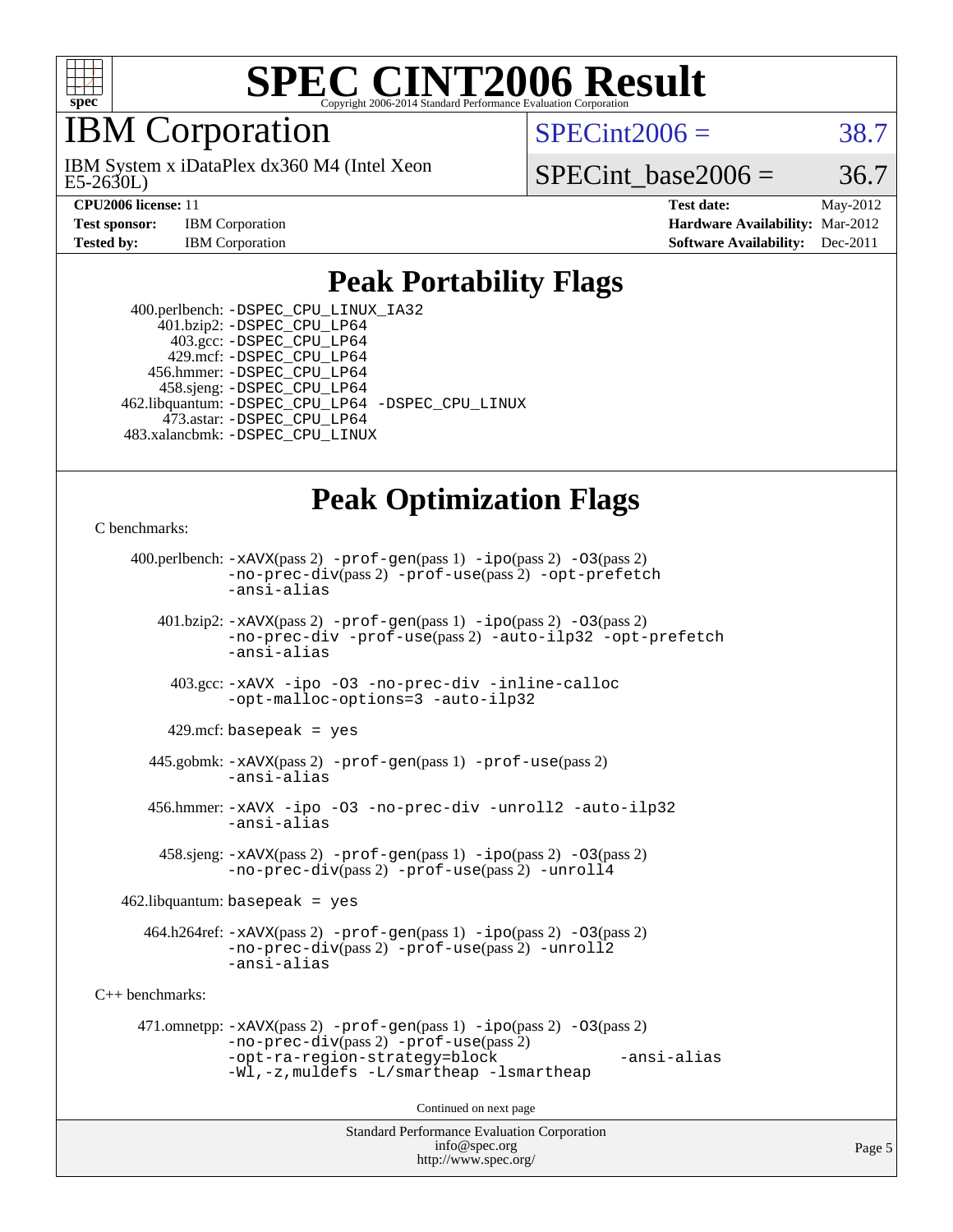# SPEC CINT2006 Result

Copyright 2006-2014 Standard Performance Evaluation Corporation

## IBM Corporation

IBM System x iDataPlex dx360 M4 (Intel Xeon E5-2630L)

SPECint2006 = 38.7

SPECint_base2006 = 36.7

| | | | |
|---|---|---|---|
| **CPU2006 license:** 11 | | **Test date:** | May-2012 |
| **Test sponsor:** | IBM Corporation | **Hardware Availability:** | Mar-2012 |
| **Tested by:** | IBM Corporation | **Software Availability:** | Dec-2011 |

## Peak Portability Flags

400.perlbench: -DSPEC_CPU_LINUX_IA32
401.bzip2: -DSPEC_CPU_LP64
403.gcc: -DSPEC_CPU_LP64
429.mcf: -DSPEC_CPU_LP64
456.hmmer: -DSPEC_CPU_LP64
458.sjeng: -DSPEC_CPU_LP64
462.libquantum: -DSPEC_CPU_LP64 -DSPEC_CPU_LINUX
473.astar: -DSPEC_CPU_LP64
483.xalancbmk: -DSPEC_CPU_LINUX

## Peak Optimization Flags

C benchmarks:

400.perlbench: -xAVX(pass 2) -prof-gen(pass 1) -ipo(pass 2) -O3(pass 2) -no-prec-div(pass 2) -prof-use(pass 2) -opt-prefetch -ansi-alias

401.bzip2: -xAVX(pass 2) -prof-gen(pass 1) -ipo(pass 2) -O3(pass 2) -no-prec-div -prof-use(pass 2) -auto-ilp32 -opt-prefetch -ansi-alias

403.gcc: -xAVX -ipo -O3 -no-prec-div -inline-calloc -opt-malloc-options=3 -auto-ilp32

429.mcf: basepeak = yes

445.gobmk: -xAVX(pass 2) -prof-gen(pass 1) -prof-use(pass 2) -ansi-alias

456.hmmer: -xAVX -ipo -O3 -no-prec-div -unroll2 -auto-ilp32 -ansi-alias

458.sjeng: -xAVX(pass 2) -prof-gen(pass 1) -ipo(pass 2) -O3(pass 2) -no-prec-div(pass 2) -prof-use(pass 2) -unroll4

462.libquantum: basepeak = yes

464.h264ref: -xAVX(pass 2) -prof-gen(pass 1) -ipo(pass 2) -O3(pass 2) -no-prec-div(pass 2) -prof-use(pass 2) -unroll2 -ansi-alias

C++ benchmarks:

471.omnetpp: -xAVX(pass 2) -prof-gen(pass 1) -ipo(pass 2) -O3(pass 2) -no-prec-div(pass 2) -prof-use(pass 2) -opt-ra-region-strategy=block -ansi-alias -Wl,-z,muldefs -L/smartheap -lsmartheap

Continued on next page

Standard Performance Evaluation Corporation
info@spec.org
http://www.spec.org/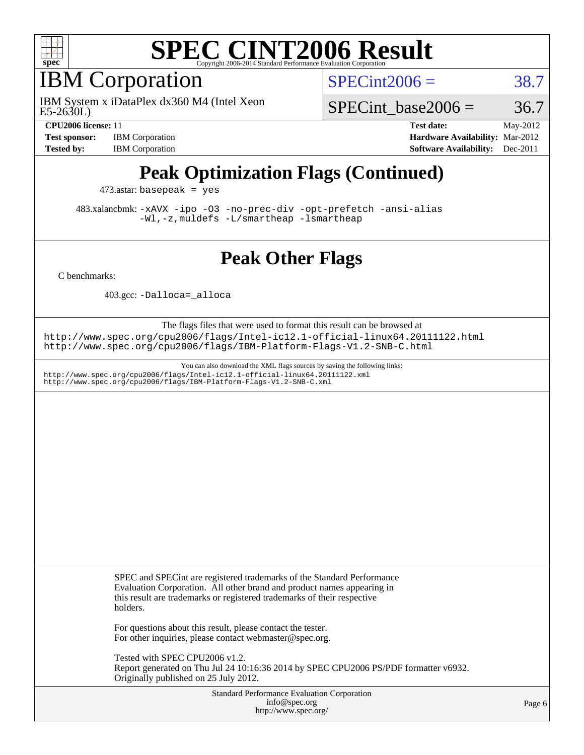# Peak Optimization Flags (Continued)

473.astar: basepeak = yes

483.xalancbmk: -xAVX -ipo -O3 -no-prec-div -opt-prefetch -ansi-alias -Wl,-z,muldefs -L/smartheap -lsmartheap

# Peak Other Flags

C benchmarks:

403.gcc: -Dalloca=_alloca

The flags files that were used to format this result can be browsed at
http://www.spec.org/cpu2006/flags/Intel-ic12.1-official-linux64.20111122.html
http://www.spec.org/cpu2006/flags/IBM-Platform-Flags-V1.2-SNB-C.html

You can also download the XML flags sources by saving the following links:
http://www.spec.org/cpu2006/flags/Intel-ic12.1-official-linux64.20111122.xml
http://www.spec.org/cpu2006/flags/IBM-Platform-Flags-V1.2-SNB-C.xml

SPEC and SPECint are registered trademarks of the Standard Performance Evaluation Corporation. All other brand and product names appearing in this result are trademarks or registered trademarks of their respective holders.

For questions about this result, please contact the tester.
For other inquiries, please contact webmaster@spec.org.

Tested with SPEC CPU2006 v1.2.
Report generated on Thu Jul 24 10:16:36 2014 by SPEC CPU2006 PS/PDF formatter v6932.
Originally published on 25 July 2012.